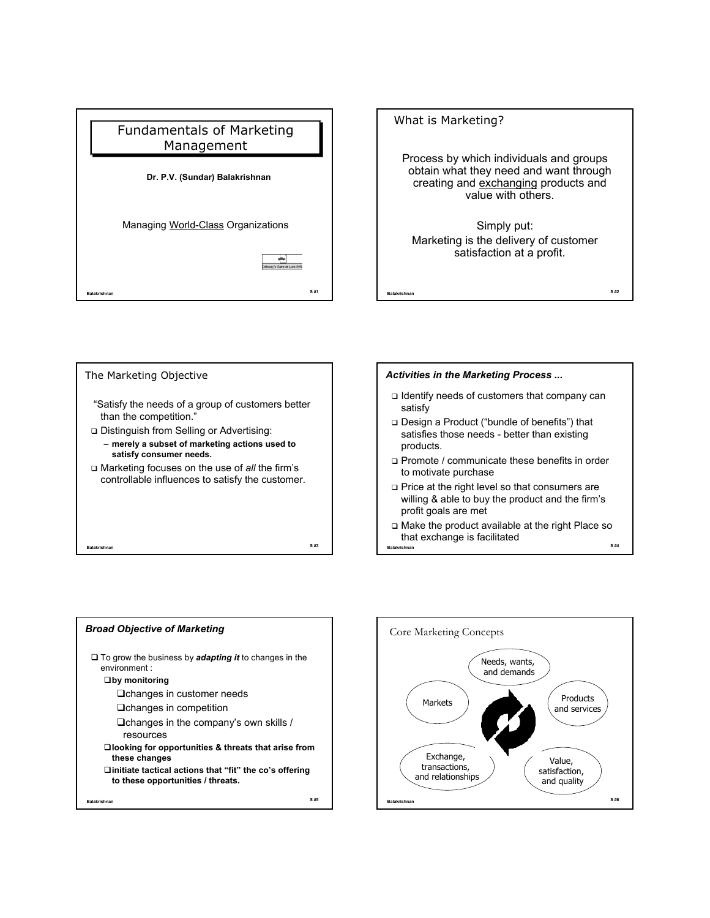# Fundamentals of Marketing Management

**Dr. P.V. (Sundar) Balakrishnan**

Managing World-Class Organizations

## What is Marketing?

Process by which individuals and groups obtain what they need and want through creating and exchanging products and value with others.

Simply put:
Marketing is the delivery of customer satisfaction at a profit.

## The Marketing Objective

"Satisfy the needs of a group of customers better than the competition."

- Distinguish from Selling or Advertising:
  - **merely a subset of marketing actions used to satisfy consumer needs.**
- Marketing focuses on the use of *all* the firm's controllable influences to satisfy the customer.

## *Activities in the Marketing Process ...*

- Identify needs of customers that company can satisfy
- Design a Product ("bundle of benefits") that satisfies those needs - better than existing products.
- Promote / communicate these benefits in order to motivate purchase
- Price at the right level so that consumers are willing & able to buy the product and the firm's profit goals are met
- Make the product available at the right Place so that exchange is facilitated

## *Broad Objective of Marketing*

- To grow the business by ***adapting it*** to changes in the environment :
  - **by monitoring**
    - changes in customer needs
    - changes in competition
    - changes in the company's own skills / resources
  - **looking for opportunities & threats that arise from these changes**
  - **initiate tactical actions that "fit" the co's offering to these opportunities / threats.**

## Core Marketing Concepts

- Needs, wants, and demands
- Products and services
- Value, satisfaction, and quality
- Exchange, transactions, and relationships
- Markets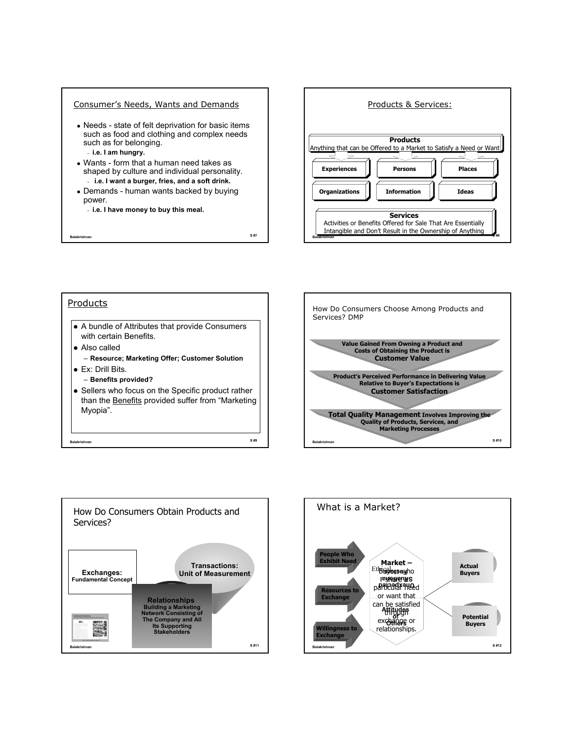## Consumer's Needs, Wants and Demands

- Needs - state of felt deprivation for basic items such as food and clothing and complex needs such as for belonging.
  - **i.e. I am hungry.**
- Wants - form that a human need takes as shaped by culture and individual personality.
  - **i.e. I want a burger, fries, and a soft drink.**
- Demands - human wants backed by buying power.
  - **i.e. I have money to buy this meal.**

## Products & Services:

**Products**
Anything that can be Offered to a Market to Satisfy a Need or Want

- **Experiences**
- **Persons**
- **Places**
- **Organizations**
- **Information**
- **Ideas**

**Services**
Activities or Benefits Offered for Sale That Are Essentially Intangible and Don't Result in the Ownership of Anything

## Products

- A bundle of Attributes that provide Consumers with certain Benefits.
- Also called
  - **Resource; Marketing Offer; Customer Solution**
- Ex: Drill Bits.
  - **Benefits provided?**
- Sellers who focus on the Specific product rather than the Benefits provided suffer from "Marketing Myopia".

## How Do Consumers Choose Among Products and Services? DMP

**Value Gained From Owning a Product and Costs of Obtaining the Product is Customer Value**

**Product's Perceived Performance in Delivering Value Relative to Buyer's Expectations is Customer Satisfaction**

**Total Quality Management Involves Improving the Quality of Products, Services, and Marketing Processes**

## How Do Consumers Obtain Products and Services?

**Exchanges:**
**Fundamental Concept**

**Transactions:**
**Unit of Measurement**

**Relationships**
**Building a Marketing Network Consisting of The Company and All Its Supporting Stakeholders**

## What is a Market?

**People Who Exhibit Need**

**Resources to Exchange**

**Willingness to Exchange**

**Market –** Buyers who share a particular need or want that can be satisfied through exchange or relationships.

**Ethical Concerns, Unexpected Attitudes of Others**

**Actual Buyers**

**Potential Buyers**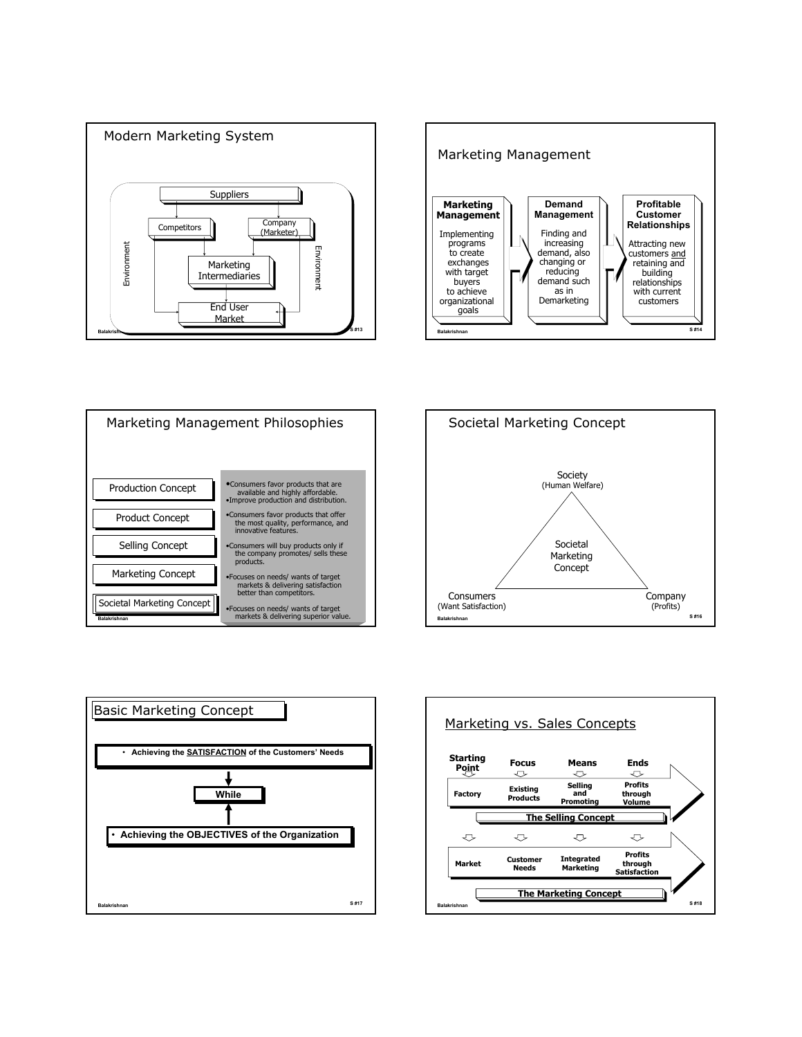## Modern Marketing System

Suppliers

Competitors

Company (Marketer)

Marketing Intermediaries

End User Market

Environment

Environment

## Marketing Management

**Marketing Management**

Implementing programs to create exchanges with target buyers to achieve organizational goals

**Demand Management**

Finding and increasing demand, also changing or reducing demand such as in Demarketing

**Profitable Customer Relationships**

Attracting new customers and retaining and building relationships with current customers

## Marketing Management Philosophies

| Concept | Description |
|---|---|
| Production Concept | • Consumers favor products that are available and highly affordable. • Improve production and distribution. |
| Product Concept | • Consumers favor products that offer the most quality, performance, and innovative features. |
| Selling Concept | • Consumers will buy products only if the company promotes/ sells these products. |
| Marketing Concept | • Focuses on needs/ wants of target markets & delivering satisfaction better than competitors. |
| Societal Marketing Concept | • Focuses on needs/ wants of target markets & delivering superior value. |

## Societal Marketing Concept

Society (Human Welfare)

Societal Marketing Concept

Consumers (Want Satisfaction)

Company (Profits)

## Basic Marketing Concept

- **Achieving the SATISFACTION of the Customers' Needs**

**While**

- **Achieving the OBJECTIVES of the Organization**

## Marketing vs. Sales Concepts

| | Starting Point | Focus | Means | Ends |
|---|---|---|---|---|
| The Selling Concept | Factory | Existing Products | Selling and Promoting | Profits through Volume |
| The Marketing Concept | Market | Customer Needs | Integrated Marketing | Profits through Satisfaction |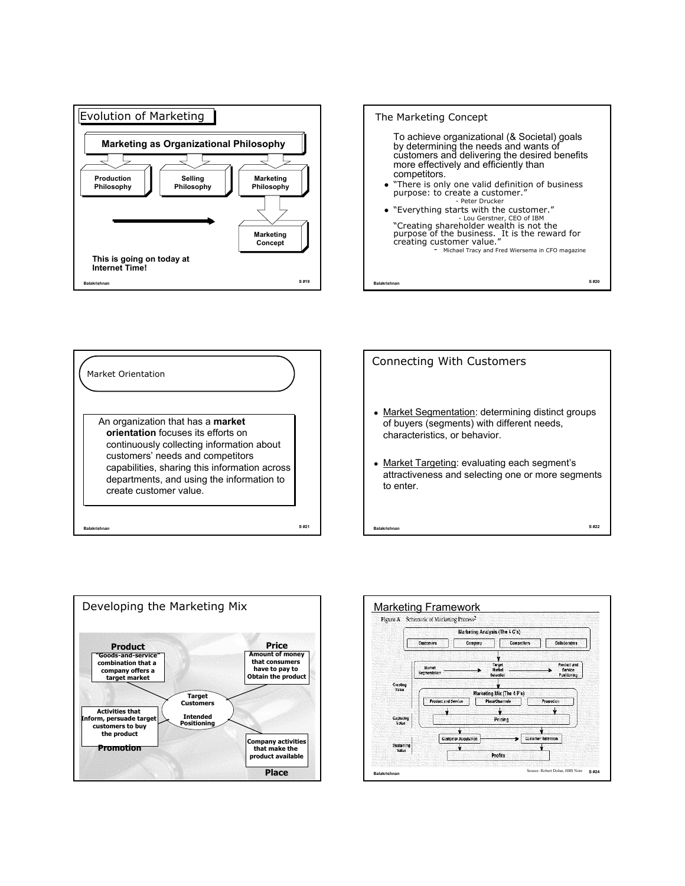## Evolution of Marketing

**Marketing as Organizational Philosophy**

- Production Philosophy
- Selling Philosophy
- Marketing Philosophy
  - Marketing Concept

**This is going on today at Internet Time!**

## The Marketing Concept

To achieve organizational (& Societal) goals by determining the needs and wants of customers and delivering the desired benefits more effectively and efficiently than competitors.

- "There is only one valid definition of business purpose: to create a customer."
  - Peter Drucker
- "Everything starts with the customer."
  - Lou Gerstner, CEO of IBM

"Creating shareholder wealth is not the purpose of the business. It is the reward for creating customer value."

- Michael Tracy and Fred Wiersema in CFO magazine

## Market Orientation

An organization that has a **market orientation** focuses its efforts on continuously collecting information about customers' needs and competitors capabilities, sharing this information across departments, and using the information to create customer value.

## Connecting With Customers

- Market Segmentation: determining distinct groups of buyers (segments) with different needs, characteristics, or behavior.
- Market Targeting: evaluating each segment's attractiveness and selecting one or more segments to enter.

## Developing the Marketing Mix

**Product**
"Goods-and-service" combination that a company offers a target market

**Price**
Amount of money that consumers have to pay to Obtain the product

**Target Customers**
**Intended Positioning**

**Promotion**
Activities that Inform, persuade target customers to buy the product

**Place**
Company activities that make the product available

## Marketing Framework

Figure A Schematic of Marketing Process[2]

Marketing Analysis (The 4 C's)

- Customers
- Company
- Competitors
- Collaborators

Creating Value: Market Segmentation → Target Market Selection → Product and Service Positioning

Marketing Mix (The 4 P's)

- Product and Service
- Place/Channels
- Promotion

Capturing Value: Pricing

Sustaining Value: Customer Acquisition → Customer Retention

Profits

Source: Robert Dolan, HBS Note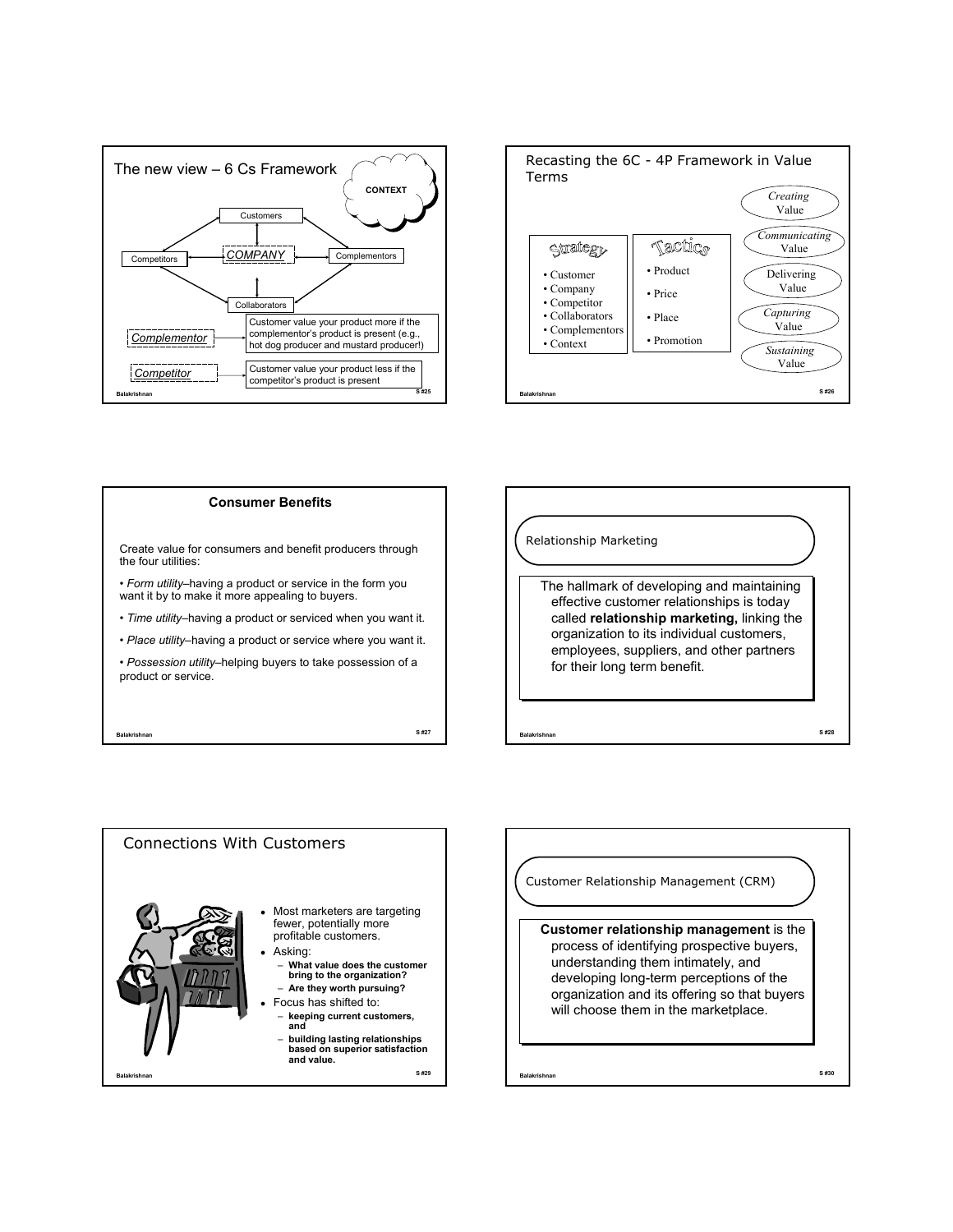## The new view – 6 Cs Framework

CONTEXT

Customers

Competitors — *COMPANY* — Complementors

Collaborators

*Complementor*: Customer value your product more if the complementor's product is present (e.g., hot dog producer and mustard producer!)

*Competitor*: Customer value your product less if the competitor's product is present

## Recasting the 6C - 4P Framework in Value Terms

| Strategy | Tactics |
| --- | --- |
| • Customer<br>• Company<br>• Competitor<br>• Collaborators<br>• Complementors<br>• Context | • Product<br>• Price<br>• Place<br>• Promotion |

*Creating* Value

*Communicating* Value

Delivering Value

*Capturing* Value

*Sustaining* Value

## Consumer Benefits

Create value for consumers and benefit producers through the four utilities:

- *Form utility*–having a product or service in the form you want it by to make it more appealing to buyers.
- *Time utility*–having a product or serviced when you want it.
- *Place utility*–having a product or service where you want it.
- *Possession utility*–helping buyers to take possession of a product or service.

## Relationship Marketing

The hallmark of developing and maintaining effective customer relationships is today called **relationship marketing,** linking the organization to its individual customers, employees, suppliers, and other partners for their long term benefit.

## Connections With Customers

- Most marketers are targeting fewer, potentially more profitable customers.
- Asking:
  - **What value does the customer bring to the organization?**
  - **Are they worth pursuing?**
- Focus has shifted to:
  - **keeping current customers, and**
  - **building lasting relationships based on superior satisfaction and value.**

## Customer Relationship Management (CRM)

**Customer relationship management** is the process of identifying prospective buyers, understanding them intimately, and developing long-term perceptions of the organization and its offering so that buyers will choose them in the marketplace.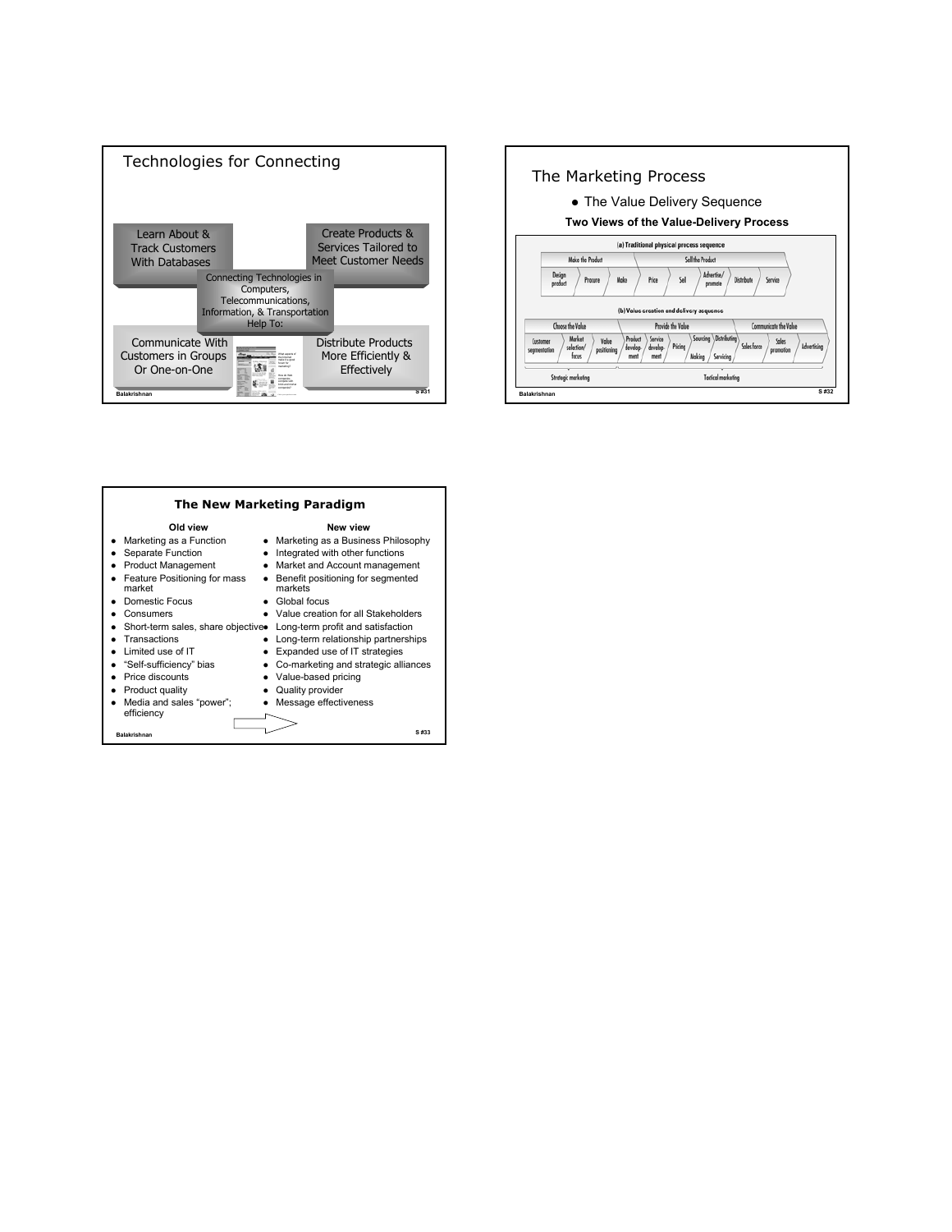## Technologies for Connecting

Learn About & Track Customers With Databases

Create Products & Services Tailored to Meet Customer Needs

Connecting Technologies in Computers, Telecommunications, Information, & Transportation Help To:

Communicate With Customers in Groups Or One-on-One

Distribute Products More Efficiently & Effectively

## The Marketing Process

- The Value Delivery Sequence

**Two Views of the Value-Delivery Process**

(a) Traditional physical process sequence

Make the Product

Sell the Product

Design product

Procure

Make

Price

Sell

Advertise/ promote

Distribute

Service

(b) Value creation and delivery sequence

Choose the Value

Provide the Value

Communicate the Value

Customer segmentation

Market selection/ focus

Value positioning

Product develop- ment

Service develop- ment

Pricing

Sourcing Making

Distributing Servicing

Sales force

Sales promotion

Advertising

Strategic marketing

Tactical marketing

## The New Marketing Paradigm

| Old view | New view |
| --- | --- |
| Marketing as a Function | Marketing as a Business Philosophy |
| Separate Function | Integrated with other functions |
| Product Management | Market and Account management |
| Feature Positioning for mass market | Benefit positioning for segmented markets |
| Domestic Focus | Global focus |
| Consumers | Value creation for all Stakeholders |
| Short-term sales, share objective | Long-term profit and satisfaction |
| Transactions | Long-term relationship partnerships |
| Limited use of IT | Expanded use of IT strategies |
| "Self-sufficiency" bias | Co-marketing and strategic alliances |
| Price discounts | Value-based pricing |
| Product quality | Quality provider |
| Media and sales "power"; efficiency | Message effectiveness |